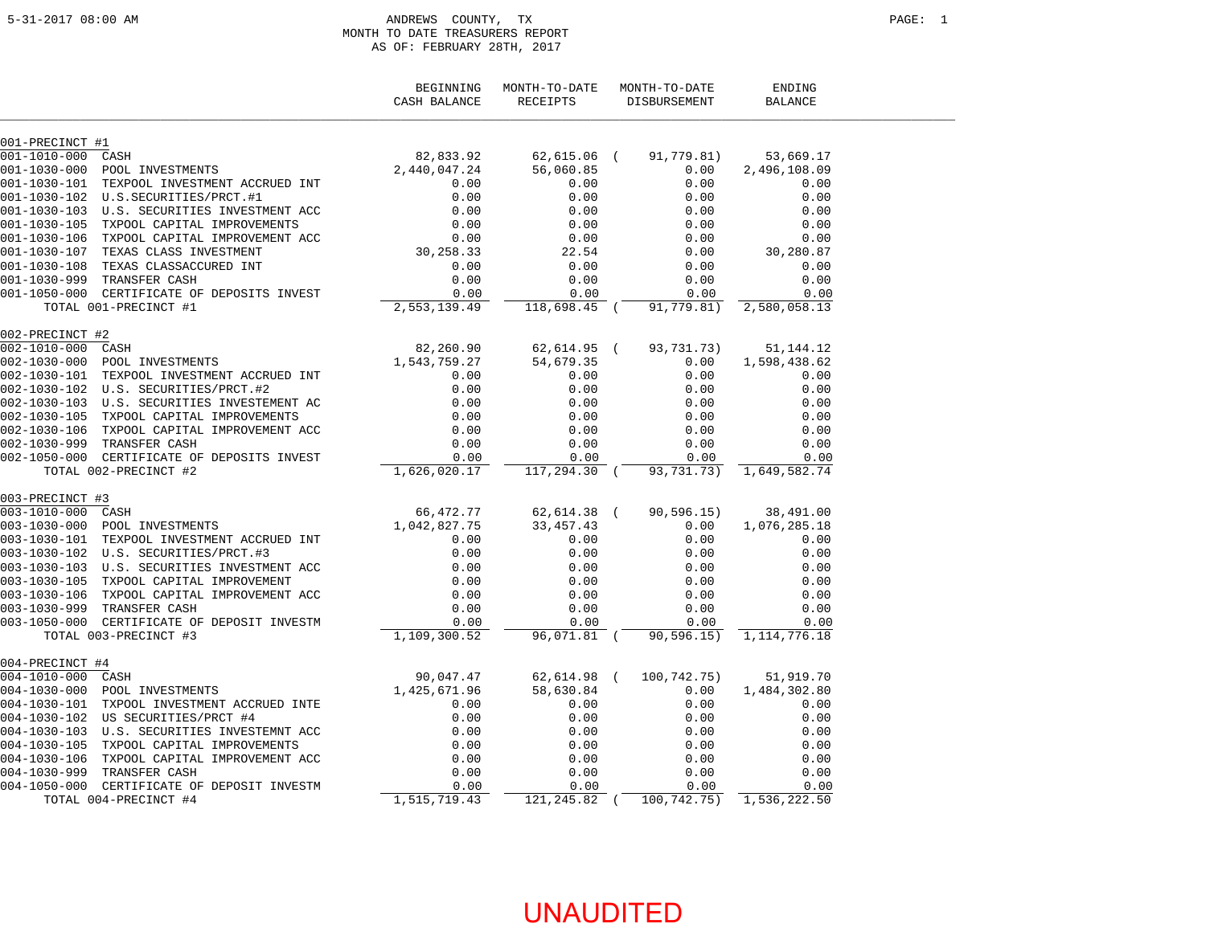5-31-2017 08:00 AM

# ANDREWS COUNTY, TX
## MONTH TO DATE TREASURERS REPORT
### AS OF: FEBRUARY 28TH, 2017

| | BEGINNING CASH BALANCE | MONTH-TO-DATE RECEIPTS | MONTH-TO-DATE DISBURSEMENT | ENDING BALANCE |
|---|---|---|---|---|
| **001-PRECINCT #1** | | | | |
| 001-1010-000 CASH | 82,833.92 | 62,615.06 | (91,779.81) | 53,669.17 |
| 001-1030-000 POOL INVESTMENTS | 2,440,047.24 | 56,060.85 | 0.00 | 2,496,108.09 |
| 001-1030-101 TEXPOOL INVESTMENT ACCRUED INT | 0.00 | 0.00 | 0.00 | 0.00 |
| 001-1030-102 U.S.SECURITIES/PRCT.#1 | 0.00 | 0.00 | 0.00 | 0.00 |
| 001-1030-103 U.S. SECURITIES INVESTMENT ACC | 0.00 | 0.00 | 0.00 | 0.00 |
| 001-1030-105 TXPOOL CAPITAL IMPROVEMENTS | 0.00 | 0.00 | 0.00 | 0.00 |
| 001-1030-106 TXPOOL CAPITAL IMPROVEMENT ACC | 0.00 | 0.00 | 0.00 | 0.00 |
| 001-1030-107 TEXAS CLASS INVESTMENT | 30,258.33 | 22.54 | 0.00 | 30,280.87 |
| 001-1030-108 TEXAS CLASSACCURED INT | 0.00 | 0.00 | 0.00 | 0.00 |
| 001-1030-999 TRANSFER CASH | 0.00 | 0.00 | 0.00 | 0.00 |
| 001-1050-000 CERTIFICATE OF DEPOSITS INVEST | 0.00 | 0.00 | 0.00 | 0.00 |
| TOTAL 001-PRECINCT #1 | 2,553,139.49 | 118,698.45 | (91,779.81) | 2,580,058.13 |
| **002-PRECINCT #2** | | | | |
| 002-1010-000 CASH | 82,260.90 | 62,614.95 | (93,731.73) | 51,144.12 |
| 002-1030-000 POOL INVESTMENTS | 1,543,759.27 | 54,679.35 | 0.00 | 1,598,438.62 |
| 002-1030-101 TEXPOOL INVESTMENT ACCRUED INT | 0.00 | 0.00 | 0.00 | 0.00 |
| 002-1030-102 U.S. SECURITIES/PRCT.#2 | 0.00 | 0.00 | 0.00 | 0.00 |
| 002-1030-103 U.S. SECURITIES INVESTEMENT AC | 0.00 | 0.00 | 0.00 | 0.00 |
| 002-1030-105 TXPOOL CAPITAL IMPROVEMENTS | 0.00 | 0.00 | 0.00 | 0.00 |
| 002-1030-106 TXPOOL CAPITAL IMPROVEMENT ACC | 0.00 | 0.00 | 0.00 | 0.00 |
| 002-1030-999 TRANSFER CASH | 0.00 | 0.00 | 0.00 | 0.00 |
| 002-1050-000 CERTIFICATE OF DEPOSITS INVEST | 0.00 | 0.00 | 0.00 | 0.00 |
| TOTAL 002-PRECINCT #2 | 1,626,020.17 | 117,294.30 | (93,731.73) | 1,649,582.74 |
| **003-PRECINCT #3** | | | | |
| 003-1010-000 CASH | 66,472.77 | 62,614.38 | (90,596.15) | 38,491.00 |
| 003-1030-000 POOL INVESTMENTS | 1,042,827.75 | 33,457.43 | 0.00 | 1,076,285.18 |
| 003-1030-101 TEXPOOL INVESTMENT ACCRUED INT | 0.00 | 0.00 | 0.00 | 0.00 |
| 003-1030-102 U.S. SECURITIES/PRCT.#3 | 0.00 | 0.00 | 0.00 | 0.00 |
| 003-1030-103 U.S. SECURITIES INVESTMENT ACC | 0.00 | 0.00 | 0.00 | 0.00 |
| 003-1030-105 TXPOOL CAPITAL IMPROVEMENT | 0.00 | 0.00 | 0.00 | 0.00 |
| 003-1030-106 TXPOOL CAPITAL IMPROVEMENT ACC | 0.00 | 0.00 | 0.00 | 0.00 |
| 003-1030-999 TRANSFER CASH | 0.00 | 0.00 | 0.00 | 0.00 |
| 003-1050-000 CERTIFICATE OF DEPOSIT INVESTM | 0.00 | 0.00 | 0.00 | 0.00 |
| TOTAL 003-PRECINCT #3 | 1,109,300.52 | 96,071.81 | (90,596.15) | 1,114,776.18 |
| **004-PRECINCT #4** | | | | |
| 004-1010-000 CASH | 90,047.47 | 62,614.98 | (100,742.75) | 51,919.70 |
| 004-1030-000 POOL INVESTMENTS | 1,425,671.96 | 58,630.84 | 0.00 | 1,484,302.80 |
| 004-1030-101 TXPOOL INVESTMENT ACCRUED INTE | 0.00 | 0.00 | 0.00 | 0.00 |
| 004-1030-102 US SECURITIES/PRCT #4 | 0.00 | 0.00 | 0.00 | 0.00 |
| 004-1030-103 U.S. SECURITIES INVESTEMNT ACC | 0.00 | 0.00 | 0.00 | 0.00 |
| 004-1030-105 TXPOOL CAPITAL IMPROVEMENTS | 0.00 | 0.00 | 0.00 | 0.00 |
| 004-1030-106 TXPOOL CAPITAL IMPROVEMENT ACC | 0.00 | 0.00 | 0.00 | 0.00 |
| 004-1030-999 TRANSFER CASH | 0.00 | 0.00 | 0.00 | 0.00 |
| 004-1050-000 CERTIFICATE OF DEPOSIT INVESTM | 0.00 | 0.00 | 0.00 | 0.00 |
| TOTAL 004-PRECINCT #4 | 1,515,719.43 | 121,245.82 | (100,742.75) | 1,536,222.50 |

UNAUDITED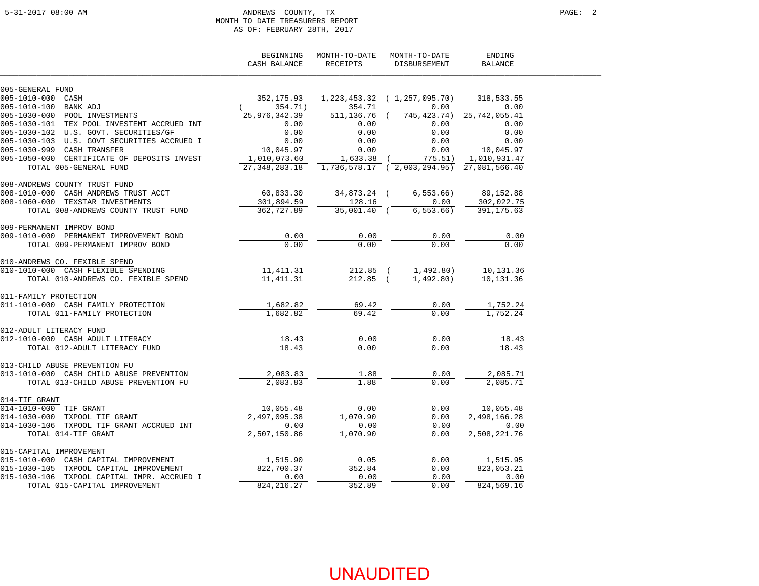ANDREWS COUNTY, TX
MONTH TO DATE TREASURERS REPORT
AS OF: FEBRUARY 28TH, 2017

| | BEGINNING CASH BALANCE | MONTH-TO-DATE RECEIPTS | MONTH-TO-DATE DISBURSEMENT | ENDING BALANCE |
|---|---|---|---|---|
| **005-GENERAL FUND** | | | | |
| 005-1010-000 CASH | 352,175.93 | 1,223,453.32 | ( 1,257,095.70) | 318,533.55 |
| 005-1010-100 BANK ADJ | ( 354.71) | 354.71 | 0.00 | 0.00 |
| 005-1030-000 POOL INVESTMENTS | 25,976,342.39 | 511,136.76 | ( 745,423.74) | 25,742,055.41 |
| 005-1030-101 TEX POOL INVESTEMT ACCRUED INT | 0.00 | 0.00 | 0.00 | 0.00 |
| 005-1030-102 U.S. GOVT. SECURITIES/GF | 0.00 | 0.00 | 0.00 | 0.00 |
| 005-1030-103 U.S. GOVT SECURITIES ACCRUED I | 0.00 | 0.00 | 0.00 | 0.00 |
| 005-1030-999 CASH TRANSFER | 10,045.97 | 0.00 | 0.00 | 10,045.97 |
| 005-1050-000 CERTIFICATE OF DEPOSITS INVEST | 1,010,073.60 | 1,633.38 | ( 775.51) | 1,010,931.47 |
| TOTAL 005-GENERAL FUND | 27,348,283.18 | 1,736,578.17 | ( 2,003,294.95) | 27,081,566.40 |
| **008-ANDREWS COUNTY TRUST FUND** | | | | |
| 008-1010-000 CASH ANDREWS TRUST ACCT | 60,833.30 | 34,873.24 | ( 6,553.66) | 89,152.88 |
| 008-1060-000 TEXSTAR INVESTMENTS | 301,894.59 | 128.16 | 0.00 | 302,022.75 |
| TOTAL 008-ANDREWS COUNTY TRUST FUND | 362,727.89 | 35,001.40 | ( 6,553.66) | 391,175.63 |
| **009-PERMANENT IMPROV BOND** | | | | |
| 009-1010-000 PERMANENT IMPROVEMENT BOND | 0.00 | 0.00 | 0.00 | 0.00 |
| TOTAL 009-PERMANENT IMPROV BOND | 0.00 | 0.00 | 0.00 | 0.00 |
| **010-ANDREWS CO. FEXIBLE SPEND** | | | | |
| 010-1010-000 CASH FLEXIBLE SPENDING | 11,411.31 | 212.85 | ( 1,492.80) | 10,131.36 |
| TOTAL 010-ANDREWS CO. FEXIBLE SPEND | 11,411.31 | 212.85 | ( 1,492.80) | 10,131.36 |
| **011-FAMILY PROTECTION** | | | | |
| 011-1010-000 CASH FAMILY PROTECTION | 1,682.82 | 69.42 | 0.00 | 1,752.24 |
| TOTAL 011-FAMILY PROTECTION | 1,682.82 | 69.42 | 0.00 | 1,752.24 |
| **012-ADULT LITERACY FUND** | | | | |
| 012-1010-000 CASH ADULT LITERACY | 18.43 | 0.00 | 0.00 | 18.43 |
| TOTAL 012-ADULT LITERACY FUND | 18.43 | 0.00 | 0.00 | 18.43 |
| **013-CHILD ABUSE PREVENTION FU** | | | | |
| 013-1010-000 CASH CHILD ABUSE PREVENTION | 2,083.83 | 1.88 | 0.00 | 2,085.71 |
| TOTAL 013-CHILD ABUSE PREVENTION FU | 2,083.83 | 1.88 | 0.00 | 2,085.71 |
| **014-TIF GRANT** | | | | |
| 014-1010-000 TIF GRANT | 10,055.48 | 0.00 | 0.00 | 10,055.48 |
| 014-1030-000 TXPOOL TIF GRANT | 2,497,095.38 | 1,070.90 | 0.00 | 2,498,166.28 |
| 014-1030-106 TXPOOL TIF GRANT ACCRUED INT | 0.00 | 0.00 | 0.00 | 0.00 |
| TOTAL 014-TIF GRANT | 2,507,150.86 | 1,070.90 | 0.00 | 2,508,221.76 |
| **015-CAPITAL IMPROVEMENT** | | | | |
| 015-1010-000 CASH CAPITAL IMPROVEMENT | 1,515.90 | 0.05 | 0.00 | 1,515.95 |
| 015-1030-105 TXPOOL CAPITAL IMPROVEMENT | 822,700.37 | 352.84 | 0.00 | 823,053.21 |
| 015-1030-106 TXPOOL CAPITAL IMPR. ACCRUED I | 0.00 | 0.00 | 0.00 | 0.00 |
| TOTAL 015-CAPITAL IMPROVEMENT | 824,216.27 | 352.89 | 0.00 | 824,569.16 |

UNAUDITED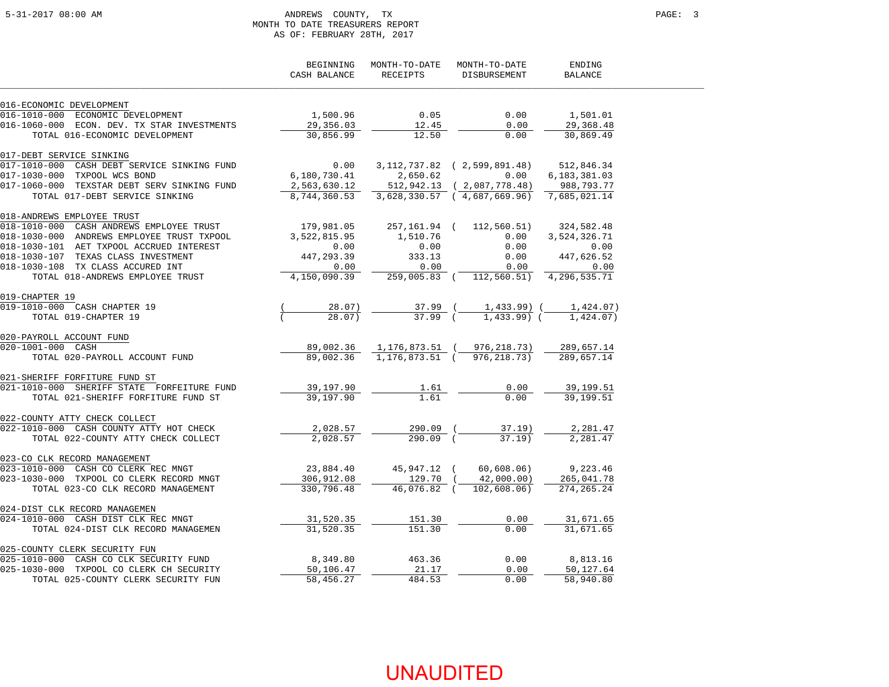ANDREWS COUNTY, TX
MONTH TO DATE TREASURERS REPORT
AS OF: FEBRUARY 28TH, 2017

| | BEGINNING CASH BALANCE | MONTH-TO-DATE RECEIPTS | MONTH-TO-DATE DISBURSEMENT | ENDING BALANCE |
|---|---|---|---|---|
| **016-ECONOMIC DEVELOPMENT** | | | | |
| 016-1010-000 ECONOMIC DEVELOPMENT | 1,500.96 | 0.05 | 0.00 | 1,501.01 |
| 016-1060-000 ECON. DEV. TX STAR INVESTMENTS | 29,356.03 | 12.45 | 0.00 | 29,368.48 |
| TOTAL 016-ECONOMIC DEVELOPMENT | 30,856.99 | 12.50 | 0.00 | 30,869.49 |
| **017-DEBT SERVICE SINKING** | | | | |
| 017-1010-000 CASH DEBT SERVICE SINKING FUND | 0.00 | 3,112,737.82 | ( 2,599,891.48) | 512,846.34 |
| 017-1030-000 TXPOOL WCS BOND | 6,180,730.41 | 2,650.62 | 0.00 | 6,183,381.03 |
| 017-1060-000 TEXSTAR DEBT SERV SINKING FUND | 2,563,630.12 | 512,942.13 | ( 2,087,778.48) | 988,793.77 |
| TOTAL 017-DEBT SERVICE SINKING | 8,744,360.53 | 3,628,330.57 | ( 4,687,669.96) | 7,685,021.14 |
| **018-ANDREWS EMPLOYEE TRUST** | | | | |
| 018-1010-000 CASH ANDREWS EMPLOYEE TRUST | 179,981.05 | 257,161.94 | ( 112,560.51) | 324,582.48 |
| 018-1030-000 ANDREWS EMPLOYEE TRUST TXPOOL | 3,522,815.95 | 1,510.76 | 0.00 | 3,524,326.71 |
| 018-1030-101 AET TXPOOL ACCRUED INTEREST | 0.00 | 0.00 | 0.00 | 0.00 |
| 018-1030-107 TEXAS CLASS INVESTMENT | 447,293.39 | 333.13 | 0.00 | 447,626.52 |
| 018-1030-108 TX CLASS ACCURED INT | 0.00 | 0.00 | 0.00 | 0.00 |
| TOTAL 018-ANDREWS EMPLOYEE TRUST | 4,150,090.39 | 259,005.83 | ( 112,560.51) | 4,296,535.71 |
| **019-CHAPTER 19** | | | | |
| 019-1010-000 CASH CHAPTER 19 | ( 28.07) | 37.99 | ( 1,433.99) | ( 1,424.07) |
| TOTAL 019-CHAPTER 19 | ( 28.07) | 37.99 | ( 1,433.99) | ( 1,424.07) |
| **020-PAYROLL ACCOUNT FUND** | | | | |
| 020-1001-000 CASH | 89,002.36 | 1,176,873.51 | ( 976,218.73) | 289,657.14 |
| TOTAL 020-PAYROLL ACCOUNT FUND | 89,002.36 | 1,176,873.51 | ( 976,218.73) | 289,657.14 |
| **021-SHERIFF FORFITURE FUND ST** | | | | |
| 021-1010-000 SHERIFF STATE FORFEITURE FUND | 39,197.90 | 1.61 | 0.00 | 39,199.51 |
| TOTAL 021-SHERIFF FORFITURE FUND ST | 39,197.90 | 1.61 | 0.00 | 39,199.51 |
| **022-COUNTY ATTY CHECK COLLECT** | | | | |
| 022-1010-000 CASH COUNTY ATTY HOT CHECK | 2,028.57 | 290.09 | ( 37.19) | 2,281.47 |
| TOTAL 022-COUNTY ATTY CHECK COLLECT | 2,028.57 | 290.09 | ( 37.19) | 2,281.47 |
| **023-CO CLK RECORD MANAGEMENT** | | | | |
| 023-1010-000 CASH CO CLERK REC MNGT | 23,884.40 | 45,947.12 | ( 60,608.06) | 9,223.46 |
| 023-1030-000 TXPOOL CO CLERK RECORD MNGT | 306,912.08 | 129.70 | ( 42,000.00) | 265,041.78 |
| TOTAL 023-CO CLK RECORD MANAGEMENT | 330,796.48 | 46,076.82 | ( 102,608.06) | 274,265.24 |
| **024-DIST CLK RECORD MANAGEMEN** | | | | |
| 024-1010-000 CASH DIST CLK REC MNGT | 31,520.35 | 151.30 | 0.00 | 31,671.65 |
| TOTAL 024-DIST CLK RECORD MANAGEMEN | 31,520.35 | 151.30 | 0.00 | 31,671.65 |
| **025-COUNTY CLERK SECURITY FUN** | | | | |
| 025-1010-000 CASH CO CLK SECURITY FUND | 8,349.80 | 463.36 | 0.00 | 8,813.16 |
| 025-1030-000 TXPOOL CO CLERK CH SECURITY | 50,106.47 | 21.17 | 0.00 | 50,127.64 |
| TOTAL 025-COUNTY CLERK SECURITY FUN | 58,456.27 | 484.53 | 0.00 | 58,940.80 |

UNAUDITED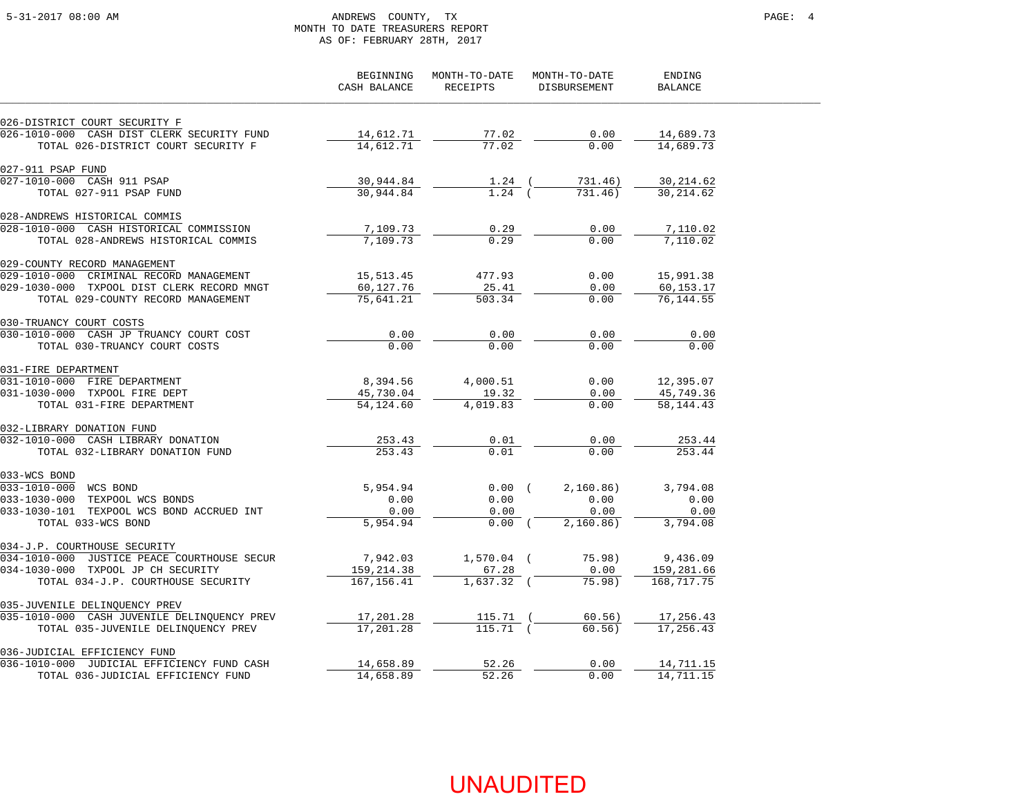ANDREWS COUNTY, TX
MONTH TO DATE TREASURERS REPORT
AS OF: FEBRUARY 28TH, 2017

| | BEGINNING CASH BALANCE | MONTH-TO-DATE RECEIPTS | MONTH-TO-DATE DISBURSEMENT | ENDING BALANCE |
|---|---|---|---|---|
| **026-DISTRICT COURT SECURITY F** | | | | |
| 026-1010-000 CASH DIST CLERK SECURITY FUND | 14,612.71 | 77.02 | 0.00 | 14,689.73 |
| TOTAL 026-DISTRICT COURT SECURITY F | 14,612.71 | 77.02 | 0.00 | 14,689.73 |
| **027-911 PSAP FUND** | | | | |
| 027-1010-000 CASH 911 PSAP | 30,944.84 | 1.24 | ( 731.46) | 30,214.62 |
| TOTAL 027-911 PSAP FUND | 30,944.84 | 1.24 | ( 731.46) | 30,214.62 |
| **028-ANDREWS HISTORICAL COMMIS** | | | | |
| 028-1010-000 CASH HISTORICAL COMMISSION | 7,109.73 | 0.29 | 0.00 | 7,110.02 |
| TOTAL 028-ANDREWS HISTORICAL COMMIS | 7,109.73 | 0.29 | 0.00 | 7,110.02 |
| **029-COUNTY RECORD MANAGEMENT** | | | | |
| 029-1010-000 CRIMINAL RECORD MANAGEMENT | 15,513.45 | 477.93 | 0.00 | 15,991.38 |
| 029-1030-000 TXPOOL DIST CLERK RECORD MNGT | 60,127.76 | 25.41 | 0.00 | 60,153.17 |
| TOTAL 029-COUNTY RECORD MANAGEMENT | 75,641.21 | 503.34 | 0.00 | 76,144.55 |
| **030-TRUANCY COURT COSTS** | | | | |
| 030-1010-000 CASH JP TRUANCY COURT COST | 0.00 | 0.00 | 0.00 | 0.00 |
| TOTAL 030-TRUANCY COURT COSTS | 0.00 | 0.00 | 0.00 | 0.00 |
| **031-FIRE DEPARTMENT** | | | | |
| 031-1010-000 FIRE DEPARTMENT | 8,394.56 | 4,000.51 | 0.00 | 12,395.07 |
| 031-1030-000 TXPOOL FIRE DEPT | 45,730.04 | 19.32 | 0.00 | 45,749.36 |
| TOTAL 031-FIRE DEPARTMENT | 54,124.60 | 4,019.83 | 0.00 | 58,144.43 |
| **032-LIBRARY DONATION FUND** | | | | |
| 032-1010-000 CASH LIBRARY DONATION | 253.43 | 0.01 | 0.00 | 253.44 |
| TOTAL 032-LIBRARY DONATION FUND | 253.43 | 0.01 | 0.00 | 253.44 |
| **033-WCS BOND** | | | | |
| 033-1010-000 WCS BOND | 5,954.94 | 0.00 | ( 2,160.86) | 3,794.08 |
| 033-1030-000 TEXPOOL WCS BONDS | 0.00 | 0.00 | 0.00 | 0.00 |
| 033-1030-101 TEXPOOL WCS BOND ACCRUED INT | 0.00 | 0.00 | 0.00 | 0.00 |
| TOTAL 033-WCS BOND | 5,954.94 | 0.00 | ( 2,160.86) | 3,794.08 |
| **034-J.P. COURTHOUSE SECURITY** | | | | |
| 034-1010-000 JUSTICE PEACE COURTHOUSE SECUR | 7,942.03 | 1,570.04 | ( 75.98) | 9,436.09 |
| 034-1030-000 TXPOOL JP CH SECURITY | 159,214.38 | 67.28 | 0.00 | 159,281.66 |
| TOTAL 034-J.P. COURTHOUSE SECURITY | 167,156.41 | 1,637.32 | ( 75.98) | 168,717.75 |
| **035-JUVENILE DELINQUENCY PREV** | | | | |
| 035-1010-000 CASH JUVENILE DELINQUENCY PREV | 17,201.28 | 115.71 | ( 60.56) | 17,256.43 |
| TOTAL 035-JUVENILE DELINQUENCY PREV | 17,201.28 | 115.71 | ( 60.56) | 17,256.43 |
| **036-JUDICIAL EFFICIENCY FUND** | | | | |
| 036-1010-000 JUDICIAL EFFICIENCY FUND CASH | 14,658.89 | 52.26 | 0.00 | 14,711.15 |
| TOTAL 036-JUDICIAL EFFICIENCY FUND | 14,658.89 | 52.26 | 0.00 | 14,711.15 |

UNAUDITED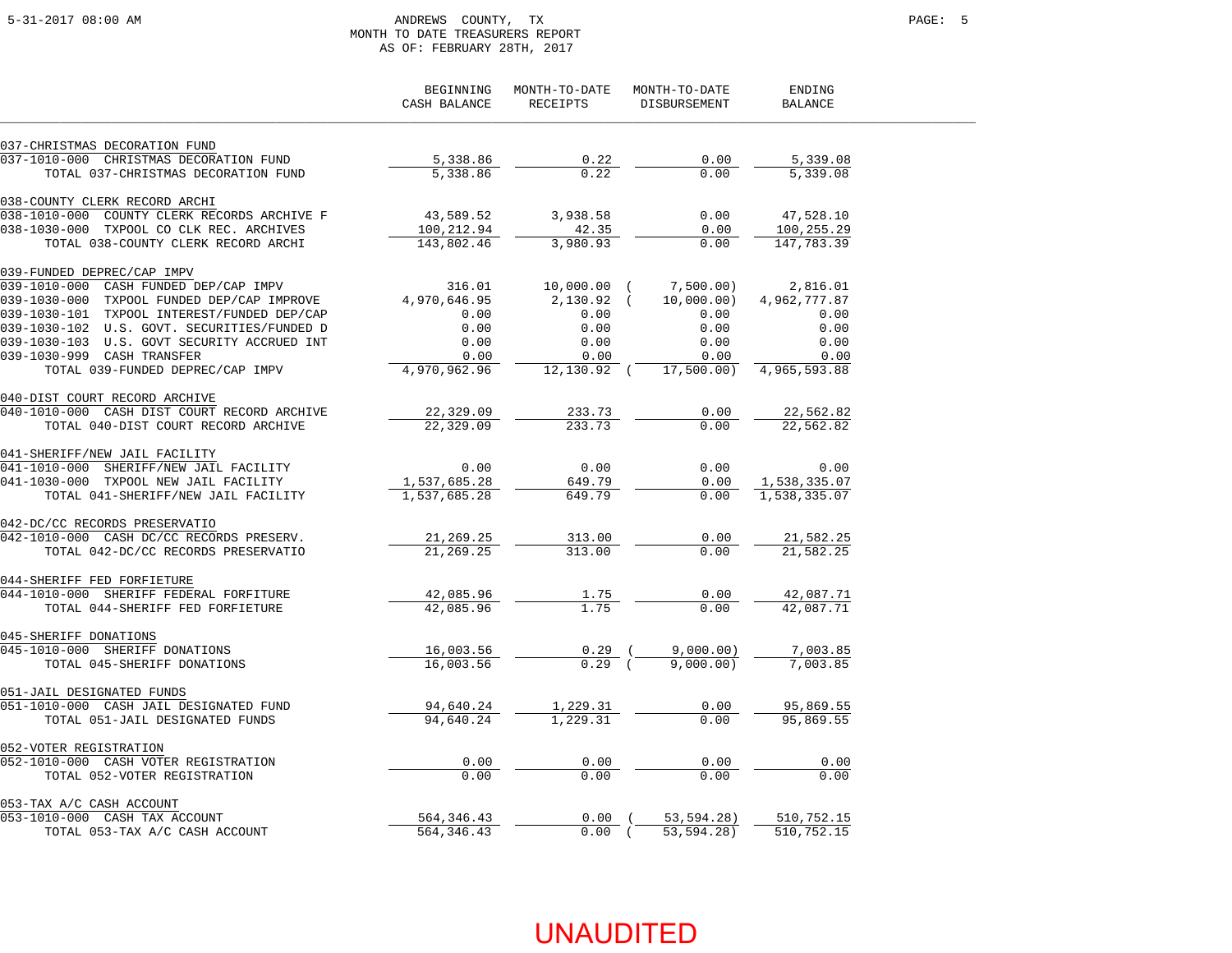ANDREWS COUNTY, TX
MONTH TO DATE TREASURERS REPORT
AS OF: FEBRUARY 28TH, 2017

| | BEGINNING CASH BALANCE | MONTH-TO-DATE RECEIPTS | MONTH-TO-DATE DISBURSEMENT | ENDING BALANCE |
|---|---|---|---|---|
| **037-CHRISTMAS DECORATION FUND** | | | | |
| 037-1010-000 CHRISTMAS DECORATION FUND | 5,338.86 | 0.22 | 0.00 | 5,339.08 |
| TOTAL 037-CHRISTMAS DECORATION FUND | 5,338.86 | 0.22 | 0.00 | 5,339.08 |
| **038-COUNTY CLERK RECORD ARCHI** | | | | |
| 038-1010-000 COUNTY CLERK RECORDS ARCHIVE F | 43,589.52 | 3,938.58 | 0.00 | 47,528.10 |
| 038-1030-000 TXPOOL CO CLK REC. ARCHIVES | 100,212.94 | 42.35 | 0.00 | 100,255.29 |
| TOTAL 038-COUNTY CLERK RECORD ARCHI | 143,802.46 | 3,980.93 | 0.00 | 147,783.39 |
| **039-FUNDED DEPREC/CAP IMPV** | | | | |
| 039-1010-000 CASH FUNDED DEP/CAP IMPV | 316.01 | 10,000.00 | ( 7,500.00) | 2,816.01 |
| 039-1030-000 TXPOOL FUNDED DEP/CAP IMPROVE | 4,970,646.95 | 2,130.92 | ( 10,000.00) | 4,962,777.87 |
| 039-1030-101 TXPOOL INTEREST/FUNDED DEP/CAP | 0.00 | 0.00 | 0.00 | 0.00 |
| 039-1030-102 U.S. GOVT. SECURITIES/FUNDED D | 0.00 | 0.00 | 0.00 | 0.00 |
| 039-1030-103 U.S. GOVT SECURITY ACCRUED INT | 0.00 | 0.00 | 0.00 | 0.00 |
| 039-1030-999 CASH TRANSFER | 0.00 | 0.00 | 0.00 | 0.00 |
| TOTAL 039-FUNDED DEPREC/CAP IMPV | 4,970,962.96 | 12,130.92 | ( 17,500.00) | 4,965,593.88 |
| **040-DIST COURT RECORD ARCHIVE** | | | | |
| 040-1010-000 CASH DIST COURT RECORD ARCHIVE | 22,329.09 | 233.73 | 0.00 | 22,562.82 |
| TOTAL 040-DIST COURT RECORD ARCHIVE | 22,329.09 | 233.73 | 0.00 | 22,562.82 |
| **041-SHERIFF/NEW JAIL FACILITY** | | | | |
| 041-1010-000 SHERIFF/NEW JAIL FACILITY | 0.00 | 0.00 | 0.00 | 0.00 |
| 041-1030-000 TXPOOL NEW JAIL FACILITY | 1,537,685.28 | 649.79 | 0.00 | 1,538,335.07 |
| TOTAL 041-SHERIFF/NEW JAIL FACILITY | 1,537,685.28 | 649.79 | 0.00 | 1,538,335.07 |
| **042-DC/CC RECORDS PRESERVATIO** | | | | |
| 042-1010-000 CASH DC/CC RECORDS PRESERV. | 21,269.25 | 313.00 | 0.00 | 21,582.25 |
| TOTAL 042-DC/CC RECORDS PRESERVATIO | 21,269.25 | 313.00 | 0.00 | 21,582.25 |
| **044-SHERIFF FED FORFIETURE** | | | | |
| 044-1010-000 SHERIFF FEDERAL FORFITURE | 42,085.96 | 1.75 | 0.00 | 42,087.71 |
| TOTAL 044-SHERIFF FED FORFIETURE | 42,085.96 | 1.75 | 0.00 | 42,087.71 |
| **045-SHERIFF DONATIONS** | | | | |
| 045-1010-000 SHERIFF DONATIONS | 16,003.56 | 0.29 | ( 9,000.00) | 7,003.85 |
| TOTAL 045-SHERIFF DONATIONS | 16,003.56 | 0.29 | ( 9,000.00) | 7,003.85 |
| **051-JAIL DESIGNATED FUNDS** | | | | |
| 051-1010-000 CASH JAIL DESIGNATED FUND | 94,640.24 | 1,229.31 | 0.00 | 95,869.55 |
| TOTAL 051-JAIL DESIGNATED FUNDS | 94,640.24 | 1,229.31 | 0.00 | 95,869.55 |
| **052-VOTER REGISTRATION** | | | | |
| 052-1010-000 CASH VOTER REGISTRATION | 0.00 | 0.00 | 0.00 | 0.00 |
| TOTAL 052-VOTER REGISTRATION | 0.00 | 0.00 | 0.00 | 0.00 |
| **053-TAX A/C CASH ACCOUNT** | | | | |
| 053-1010-000 CASH TAX ACCOUNT | 564,346.43 | 0.00 | ( 53,594.28) | 510,752.15 |
| TOTAL 053-TAX A/C CASH ACCOUNT | 564,346.43 | 0.00 | ( 53,594.28) | 510,752.15 |

UNAUDITED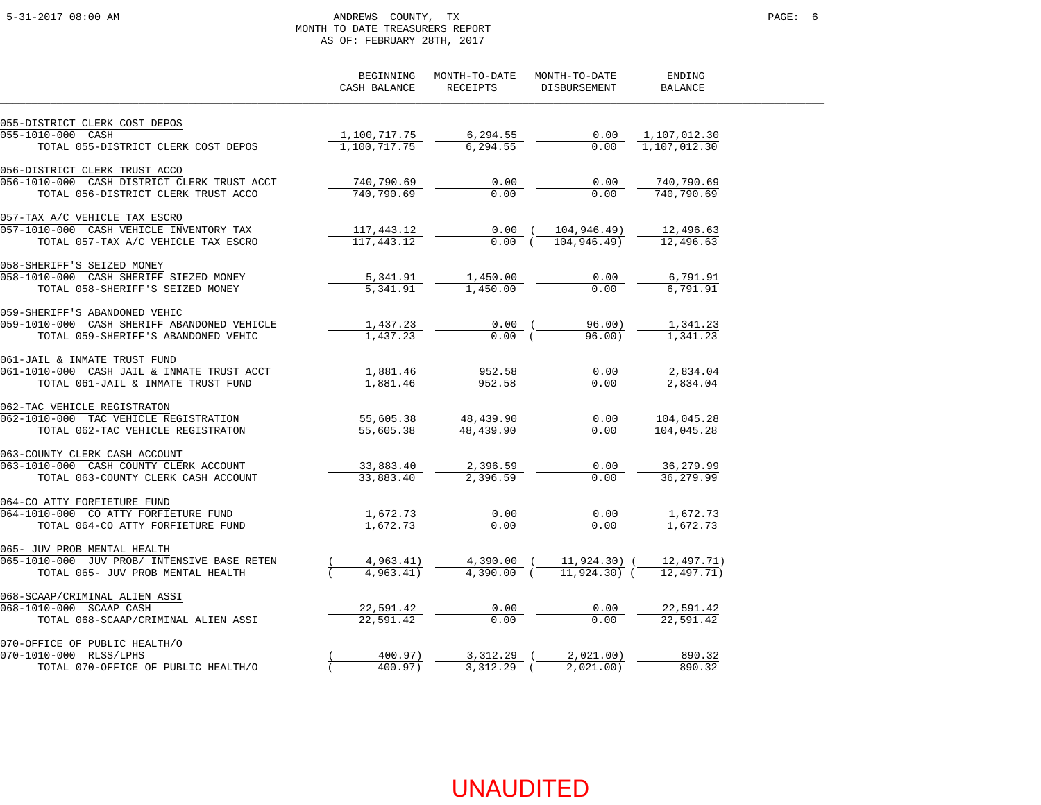# ANDREWS COUNTY, TX
## MONTH TO DATE TREASURERS REPORT
### AS OF: FEBRUARY 28TH, 2017

| | BEGINNING CASH BALANCE | MONTH-TO-DATE RECEIPTS | MONTH-TO-DATE DISBURSEMENT | ENDING BALANCE |
|---|---|---|---|---|
| **055-DISTRICT CLERK COST DEPOS** | | | | |
| 055-1010-000 CASH | 1,100,717.75 | 6,294.55 | 0.00 | 1,107,012.30 |
| TOTAL 055-DISTRICT CLERK COST DEPOS | 1,100,717.75 | 6,294.55 | 0.00 | 1,107,012.30 |
| **056-DISTRICT CLERK TRUST ACCO** | | | | |
| 056-1010-000 CASH DISTRICT CLERK TRUST ACCT | 740,790.69 | 0.00 | 0.00 | 740,790.69 |
| TOTAL 056-DISTRICT CLERK TRUST ACCO | 740,790.69 | 0.00 | 0.00 | 740,790.69 |
| **057-TAX A/C VEHICLE TAX ESCRO** | | | | |
| 057-1010-000 CASH VEHICLE INVENTORY TAX | 117,443.12 | 0.00 | ( 104,946.49) | 12,496.63 |
| TOTAL 057-TAX A/C VEHICLE TAX ESCRO | 117,443.12 | 0.00 | ( 104,946.49) | 12,496.63 |
| **058-SHERIFF'S SEIZED MONEY** | | | | |
| 058-1010-000 CASH SHERIFF SIEZED MONEY | 5,341.91 | 1,450.00 | 0.00 | 6,791.91 |
| TOTAL 058-SHERIFF'S SEIZED MONEY | 5,341.91 | 1,450.00 | 0.00 | 6,791.91 |
| **059-SHERIFF'S ABANDONED VEHIC** | | | | |
| 059-1010-000 CASH SHERIFF ABANDONED VEHICLE | 1,437.23 | 0.00 | ( 96.00) | 1,341.23 |
| TOTAL 059-SHERIFF'S ABANDONED VEHIC | 1,437.23 | 0.00 | ( 96.00) | 1,341.23 |
| **061-JAIL & INMATE TRUST FUND** | | | | |
| 061-1010-000 CASH JAIL & INMATE TRUST ACCT | 1,881.46 | 952.58 | 0.00 | 2,834.04 |
| TOTAL 061-JAIL & INMATE TRUST FUND | 1,881.46 | 952.58 | 0.00 | 2,834.04 |
| **062-TAC VEHICLE REGISTRATON** | | | | |
| 062-1010-000 TAC VEHICLE REGISTRATION | 55,605.38 | 48,439.90 | 0.00 | 104,045.28 |
| TOTAL 062-TAC VEHICLE REGISTRATON | 55,605.38 | 48,439.90 | 0.00 | 104,045.28 |
| **063-COUNTY CLERK CASH ACCOUNT** | | | | |
| 063-1010-000 CASH COUNTY CLERK ACCOUNT | 33,883.40 | 2,396.59 | 0.00 | 36,279.99 |
| TOTAL 063-COUNTY CLERK CASH ACCOUNT | 33,883.40 | 2,396.59 | 0.00 | 36,279.99 |
| **064-CO ATTY FORFIETURE FUND** | | | | |
| 064-1010-000 CO ATTY FORFIETURE FUND | 1,672.73 | 0.00 | 0.00 | 1,672.73 |
| TOTAL 064-CO ATTY FORFIETURE FUND | 1,672.73 | 0.00 | 0.00 | 1,672.73 |
| **065- JUV PROB MENTAL HEALTH** | | | | |
| 065-1010-000 JUV PROB/ INTENSIVE BASE RETEN | ( 4,963.41) | 4,390.00 | ( 11,924.30) | ( 12,497.71) |
| TOTAL 065- JUV PROB MENTAL HEALTH | ( 4,963.41) | 4,390.00 | ( 11,924.30) | ( 12,497.71) |
| **068-SCAAP/CRIMINAL ALIEN ASSI** | | | | |
| 068-1010-000 SCAAP CASH | 22,591.42 | 0.00 | 0.00 | 22,591.42 |
| TOTAL 068-SCAAP/CRIMINAL ALIEN ASSI | 22,591.42 | 0.00 | 0.00 | 22,591.42 |
| **070-OFFICE OF PUBLIC HEALTH/O** | | | | |
| 070-1010-000 RLSS/LPHS | ( 400.97) | 3,312.29 | ( 2,021.00) | 890.32 |
| TOTAL 070-OFFICE OF PUBLIC HEALTH/O | ( 400.97) | 3,312.29 | ( 2,021.00) | 890.32 |

UNAUDITED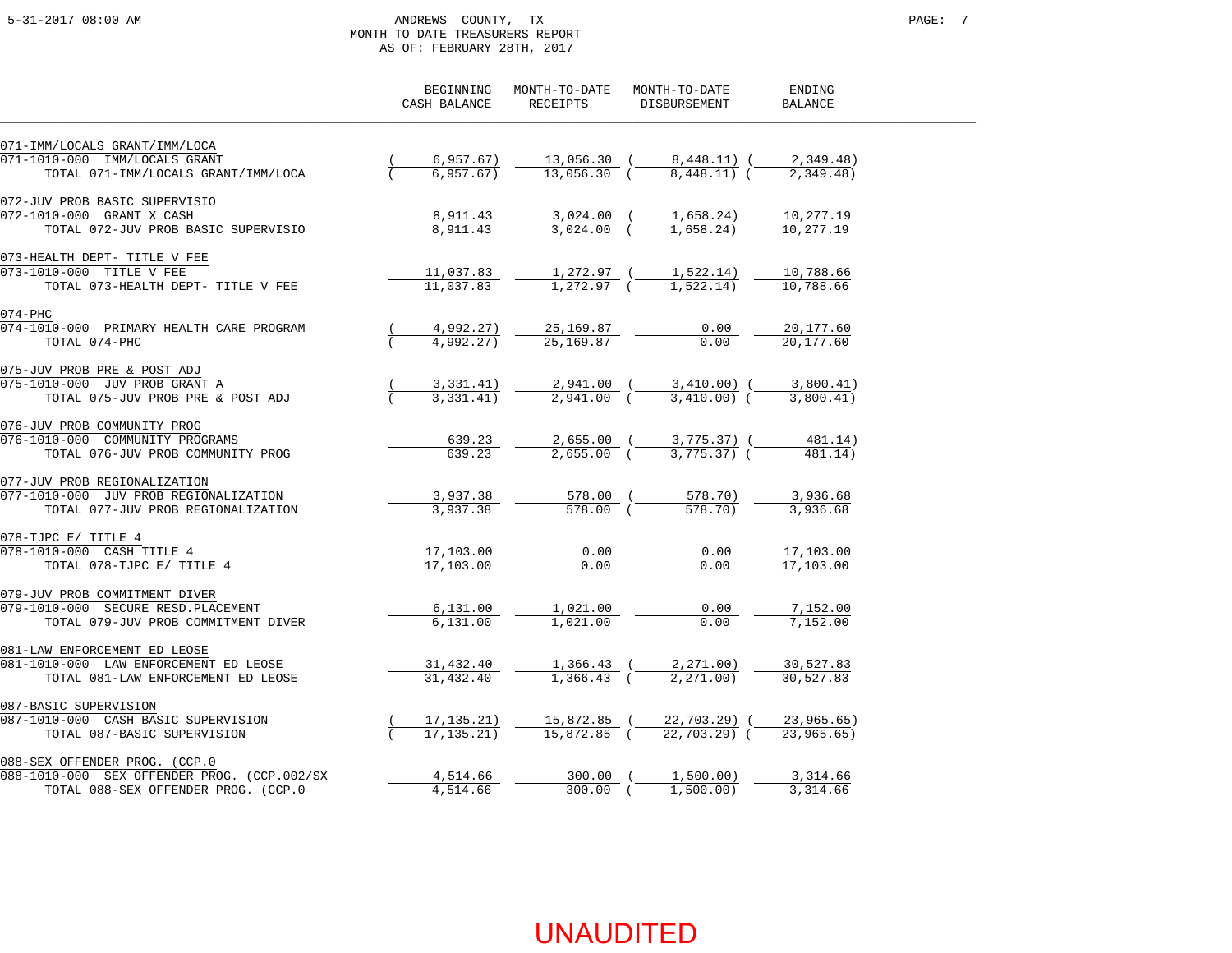5-31-2017 08:00 AM

# ANDREWS COUNTY, TX
## MONTH TO DATE TREASURERS REPORT
### AS OF: FEBRUARY 28TH, 2017

| | BEGINNING CASH BALANCE | MONTH-TO-DATE RECEIPTS | MONTH-TO-DATE DISBURSEMENT | ENDING BALANCE |
|---|---|---|---|---|
| **071-IMM/LOCALS GRANT/IMM/LOCA** | | | | |
| 071-1010-000 IMM/LOCALS GRANT | (6,957.67) | 13,056.30 | (8,448.11) | (2,349.48) |
| TOTAL 071-IMM/LOCALS GRANT/IMM/LOCA | (6,957.67) | 13,056.30 | (8,448.11) | (2,349.48) |
| **072-JUV PROB BASIC SUPERVISIO** | | | | |
| 072-1010-000 GRANT X CASH | 8,911.43 | 3,024.00 | (1,658.24) | 10,277.19 |
| TOTAL 072-JUV PROB BASIC SUPERVISIO | 8,911.43 | 3,024.00 | (1,658.24) | 10,277.19 |
| **073-HEALTH DEPT- TITLE V FEE** | | | | |
| 073-1010-000 TITLE V FEE | 11,037.83 | 1,272.97 | (1,522.14) | 10,788.66 |
| TOTAL 073-HEALTH DEPT- TITLE V FEE | 11,037.83 | 1,272.97 | (1,522.14) | 10,788.66 |
| **074-PHC** | | | | |
| 074-1010-000 PRIMARY HEALTH CARE PROGRAM | (4,992.27) | 25,169.87 | 0.00 | 20,177.60 |
| TOTAL 074-PHC | (4,992.27) | 25,169.87 | 0.00 | 20,177.60 |
| **075-JUV PROB PRE & POST ADJ** | | | | |
| 075-1010-000 JUV PROB GRANT A | (3,331.41) | 2,941.00 | (3,410.00) | (3,800.41) |
| TOTAL 075-JUV PROB PRE & POST ADJ | (3,331.41) | 2,941.00 | (3,410.00) | (3,800.41) |
| **076-JUV PROB COMMUNITY PROG** | | | | |
| 076-1010-000 COMMUNITY PROGRAMS | 639.23 | 2,655.00 | (3,775.37) | (481.14) |
| TOTAL 076-JUV PROB COMMUNITY PROG | 639.23 | 2,655.00 | (3,775.37) | (481.14) |
| **077-JUV PROB REGIONALIZATION** | | | | |
| 077-1010-000 JUV PROB REGIONALIZATION | 3,937.38 | 578.00 | (578.70) | 3,936.68 |
| TOTAL 077-JUV PROB REGIONALIZATION | 3,937.38 | 578.00 | (578.70) | 3,936.68 |
| **078-TJPC E/ TITLE 4** | | | | |
| 078-1010-000 CASH TITLE 4 | 17,103.00 | 0.00 | 0.00 | 17,103.00 |
| TOTAL 078-TJPC E/ TITLE 4 | 17,103.00 | 0.00 | 0.00 | 17,103.00 |
| **079-JUV PROB COMMITMENT DIVER** | | | | |
| 079-1010-000 SECURE RESD.PLACEMENT | 6,131.00 | 1,021.00 | 0.00 | 7,152.00 |
| TOTAL 079-JUV PROB COMMITMENT DIVER | 6,131.00 | 1,021.00 | 0.00 | 7,152.00 |
| **081-LAW ENFORCEMENT ED LEOSE** | | | | |
| 081-1010-000 LAW ENFORCEMENT ED LEOSE | 31,432.40 | 1,366.43 | (2,271.00) | 30,527.83 |
| TOTAL 081-LAW ENFORCEMENT ED LEOSE | 31,432.40 | 1,366.43 | (2,271.00) | 30,527.83 |
| **087-BASIC SUPERVISION** | | | | |
| 087-1010-000 CASH BASIC SUPERVISION | (17,135.21) | 15,872.85 | (22,703.29) | (23,965.65) |
| TOTAL 087-BASIC SUPERVISION | (17,135.21) | 15,872.85 | (22,703.29) | (23,965.65) |
| **088-SEX OFFENDER PROG. (CCP.0** | | | | |
| 088-1010-000 SEX OFFENDER PROG. (CCP.002/SX | 4,514.66 | 300.00 | (1,500.00) | 3,314.66 |
| TOTAL 088-SEX OFFENDER PROG. (CCP.0 | 4,514.66 | 300.00 | (1,500.00) | 3,314.66 |

UNAUDITED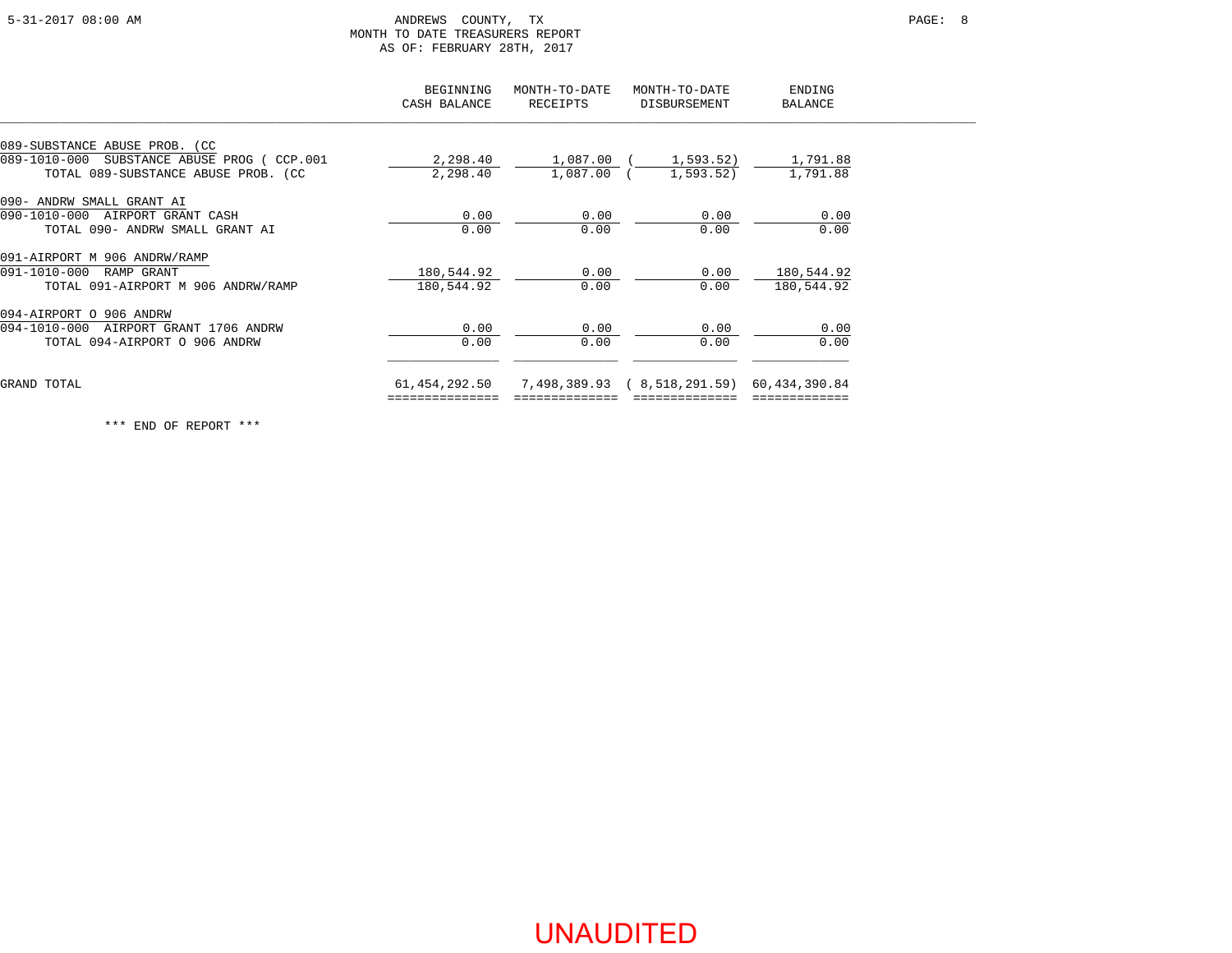ANDREWS COUNTY, TX
MONTH TO DATE TREASURERS REPORT
AS OF: FEBRUARY 28TH, 2017

| | BEGINNING CASH BALANCE | MONTH-TO-DATE RECEIPTS | MONTH-TO-DATE DISBURSEMENT | ENDING BALANCE |
|---|---|---|---|---|
| 089-SUBSTANCE ABUSE PROB. (CC | | | | |
| 089-1010-000 SUBSTANCE ABUSE PROG ( CCP.001 | 2,298.40 | 1,087.00 | (1,593.52) | 1,791.88 |
| TOTAL 089-SUBSTANCE ABUSE PROB. (CC | 2,298.40 | 1,087.00 | (1,593.52) | 1,791.88 |
| 090- ANDRW SMALL GRANT AI | | | | |
| 090-1010-000 AIRPORT GRANT CASH | 0.00 | 0.00 | 0.00 | 0.00 |
| TOTAL 090- ANDRW SMALL GRANT AI | 0.00 | 0.00 | 0.00 | 0.00 |
| 091-AIRPORT M 906 ANDRW/RAMP | | | | |
| 091-1010-000 RAMP GRANT | 180,544.92 | 0.00 | 0.00 | 180,544.92 |
| TOTAL 091-AIRPORT M 906 ANDRW/RAMP | 180,544.92 | 0.00 | 0.00 | 180,544.92 |
| 094-AIRPORT O 906 ANDRW | | | | |
| 094-1010-000 AIRPORT GRANT 1706 ANDRW | 0.00 | 0.00 | 0.00 | 0.00 |
| TOTAL 094-AIRPORT O 906 ANDRW | 0.00 | 0.00 | 0.00 | 0.00 |
| GRAND TOTAL | 61,454,292.50 | 7,498,389.93 | (8,518,291.59) | 60,434,390.84 |

*** END OF REPORT ***

UNAUDITED